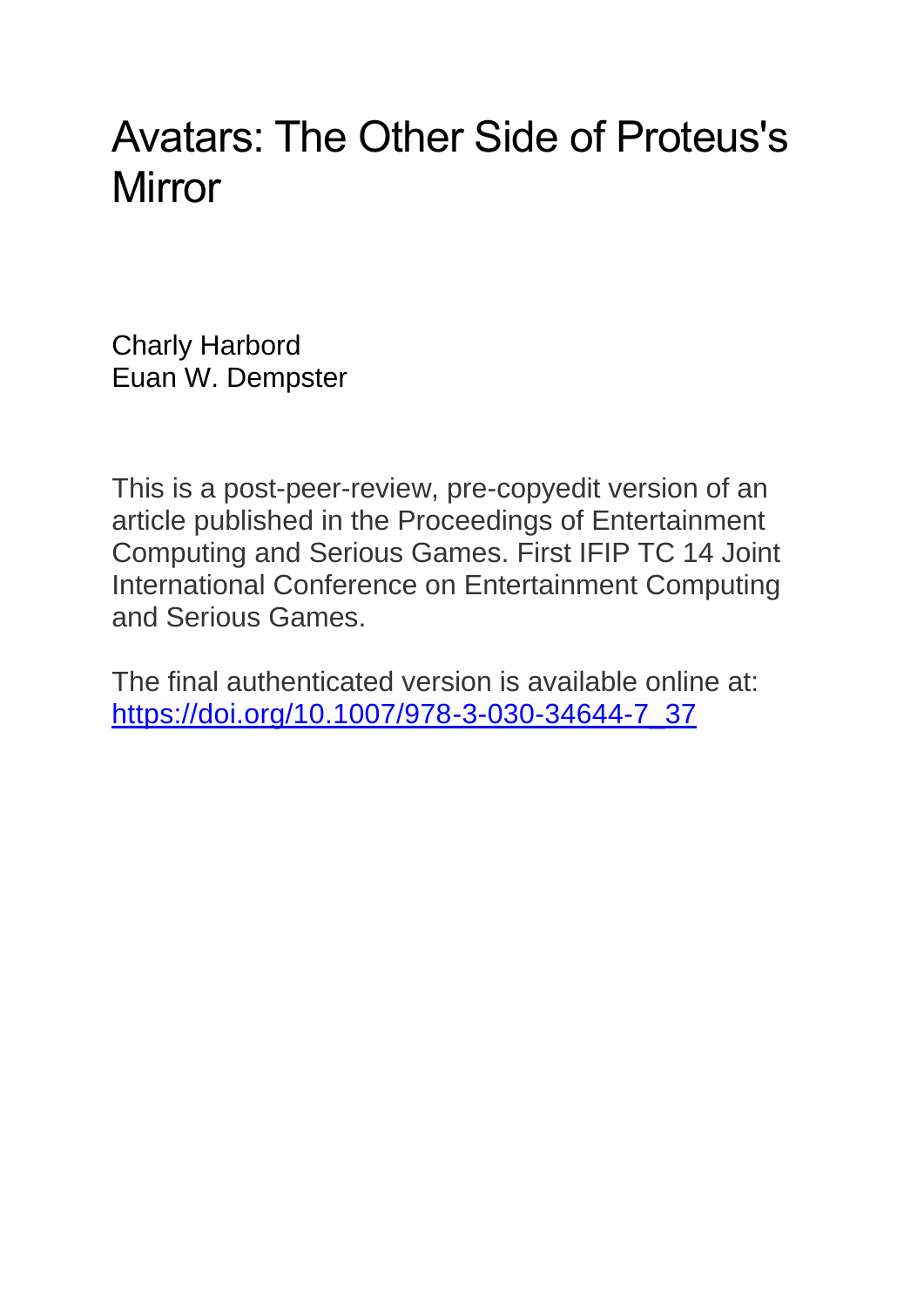# Avatars: The Other Side of Proteus's Mirror

Charly Harbord
Euan W. Dempster

This is a post-peer-review, pre-copyedit version of an article published in the Proceedings of Entertainment Computing and Serious Games. First IFIP TC 14 Joint International Conference on Entertainment Computing and Serious Games.

The final authenticated version is available online at: https://doi.org/10.1007/978-3-030-34644-7_37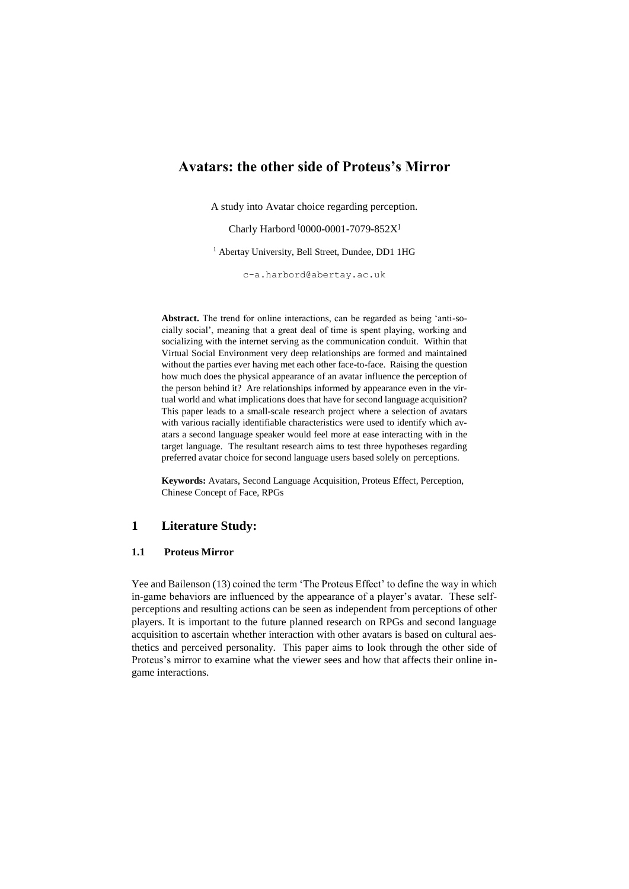# Avatars: the other side of Proteus's Mirror

A study into Avatar choice regarding perception.

Charly Harbord [0000-0001-7079-852X]

[1] Abertay University, Bell Street, Dundee, DD1 1HG

c-a.harbord@abertay.ac.uk

**Abstract.** The trend for online interactions, can be regarded as being 'anti-socially social', meaning that a great deal of time is spent playing, working and socializing with the internet serving as the communication conduit. Within that Virtual Social Environment very deep relationships are formed and maintained without the parties ever having met each other face-to-face. Raising the question how much does the physical appearance of an avatar influence the perception of the person behind it? Are relationships informed by appearance even in the virtual world and what implications does that have for second language acquisition? This paper leads to a small-scale research project where a selection of avatars with various racially identifiable characteristics were used to identify which avatars a second language speaker would feel more at ease interacting with in the target language. The resultant research aims to test three hypotheses regarding preferred avatar choice for second language users based solely on perceptions.

**Keywords:** Avatars, Second Language Acquisition, Proteus Effect, Perception, Chinese Concept of Face, RPGs

## 1 Literature Study:

### 1.1 Proteus Mirror

Yee and Bailenson (13) coined the term 'The Proteus Effect' to define the way in which in-game behaviors are influenced by the appearance of a player's avatar. These self-perceptions and resulting actions can be seen as independent from perceptions of other players. It is important to the future planned research on RPGs and second language acquisition to ascertain whether interaction with other avatars is based on cultural aesthetics and perceived personality. This paper aims to look through the other side of Proteus's mirror to examine what the viewer sees and how that affects their online in-game interactions.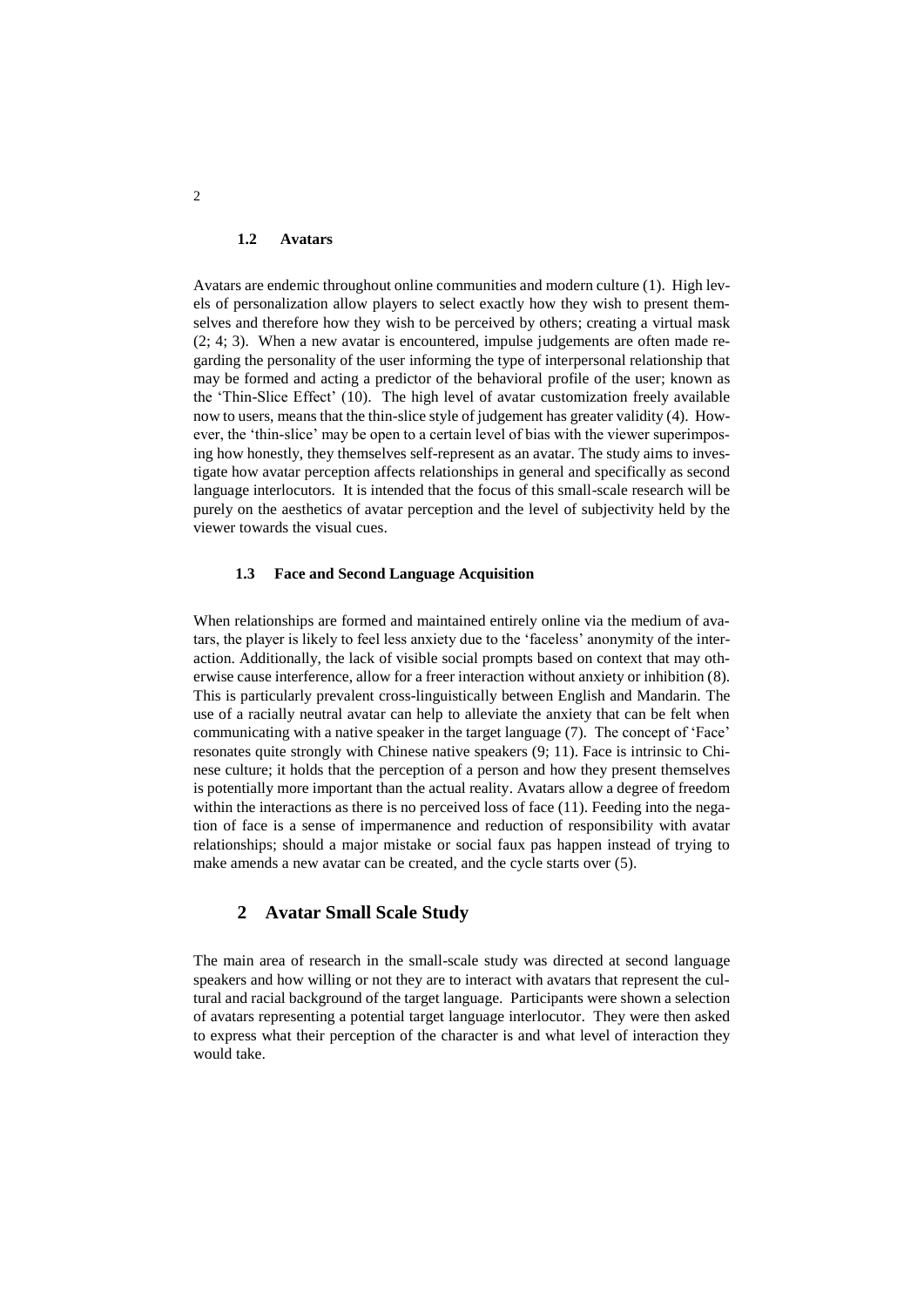### 1.2 Avatars

Avatars are endemic throughout online communities and modern culture (1). High levels of personalization allow players to select exactly how they wish to present themselves and therefore how they wish to be perceived by others; creating a virtual mask (2; 4; 3). When a new avatar is encountered, impulse judgements are often made regarding the personality of the user informing the type of interpersonal relationship that may be formed and acting a predictor of the behavioral profile of the user; known as the 'Thin-Slice Effect' (10). The high level of avatar customization freely available now to users, means that the thin-slice style of judgement has greater validity (4). However, the 'thin-slice' may be open to a certain level of bias with the viewer superimposing how honestly, they themselves self-represent as an avatar. The study aims to investigate how avatar perception affects relationships in general and specifically as second language interlocutors. It is intended that the focus of this small-scale research will be purely on the aesthetics of avatar perception and the level of subjectivity held by the viewer towards the visual cues.

### 1.3 Face and Second Language Acquisition

When relationships are formed and maintained entirely online via the medium of avatars, the player is likely to feel less anxiety due to the 'faceless' anonymity of the interaction. Additionally, the lack of visible social prompts based on context that may otherwise cause interference, allow for a freer interaction without anxiety or inhibition (8). This is particularly prevalent cross-linguistically between English and Mandarin. The use of a racially neutral avatar can help to alleviate the anxiety that can be felt when communicating with a native speaker in the target language (7). The concept of 'Face' resonates quite strongly with Chinese native speakers (9; 11). Face is intrinsic to Chinese culture; it holds that the perception of a person and how they present themselves is potentially more important than the actual reality. Avatars allow a degree of freedom within the interactions as there is no perceived loss of face (11). Feeding into the negation of face is a sense of impermanence and reduction of responsibility with avatar relationships; should a major mistake or social faux pas happen instead of trying to make amends a new avatar can be created, and the cycle starts over (5).

## 2 Avatar Small Scale Study

The main area of research in the small-scale study was directed at second language speakers and how willing or not they are to interact with avatars that represent the cultural and racial background of the target language. Participants were shown a selection of avatars representing a potential target language interlocutor. They were then asked to express what their perception of the character is and what level of interaction they would take.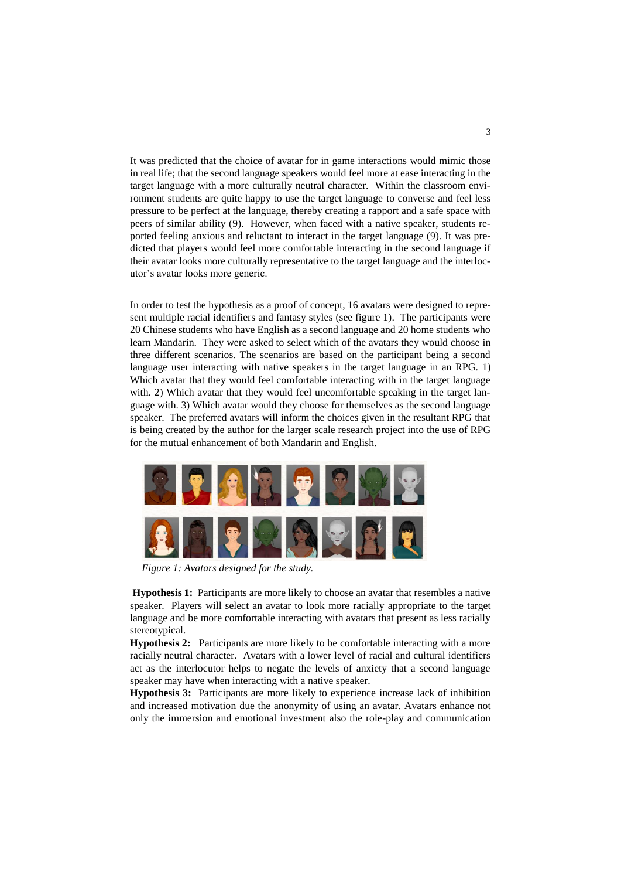It was predicted that the choice of avatar for in game interactions would mimic those in real life; that the second language speakers would feel more at ease interacting in the target language with a more culturally neutral character. Within the classroom environment students are quite happy to use the target language to converse and feel less pressure to be perfect at the language, thereby creating a rapport and a safe space with peers of similar ability (9). However, when faced with a native speaker, students reported feeling anxious and reluctant to interact in the target language (9). It was predicted that players would feel more comfortable interacting in the second language if their avatar looks more culturally representative to the target language and the interlocutor's avatar looks more generic.

In order to test the hypothesis as a proof of concept, 16 avatars were designed to represent multiple racial identifiers and fantasy styles (see figure 1). The participants were 20 Chinese students who have English as a second language and 20 home students who learn Mandarin. They were asked to select which of the avatars they would choose in three different scenarios. The scenarios are based on the participant being a second language user interacting with native speakers in the target language in an RPG. 1) Which avatar that they would feel comfortable interacting with in the target language with. 2) Which avatar that they would feel uncomfortable speaking in the target language with. 3) Which avatar would they choose for themselves as the second language speaker. The preferred avatars will inform the choices given in the resultant RPG that is being created by the author for the larger scale research project into the use of RPG for the mutual enhancement of both Mandarin and English.

*Figure 1: Avatars designed for the study.*

**Hypothesis 1:** Participants are more likely to choose an avatar that resembles a native speaker. Players will select an avatar to look more racially appropriate to the target language and be more comfortable interacting with avatars that present as less racially stereotypical.

**Hypothesis 2:** Participants are more likely to be comfortable interacting with a more racially neutral character. Avatars with a lower level of racial and cultural identifiers act as the interlocutor helps to negate the levels of anxiety that a second language speaker may have when interacting with a native speaker.

**Hypothesis 3:** Participants are more likely to experience increase lack of inhibition and increased motivation due the anonymity of using an avatar. Avatars enhance not only the immersion and emotional investment also the role-play and communication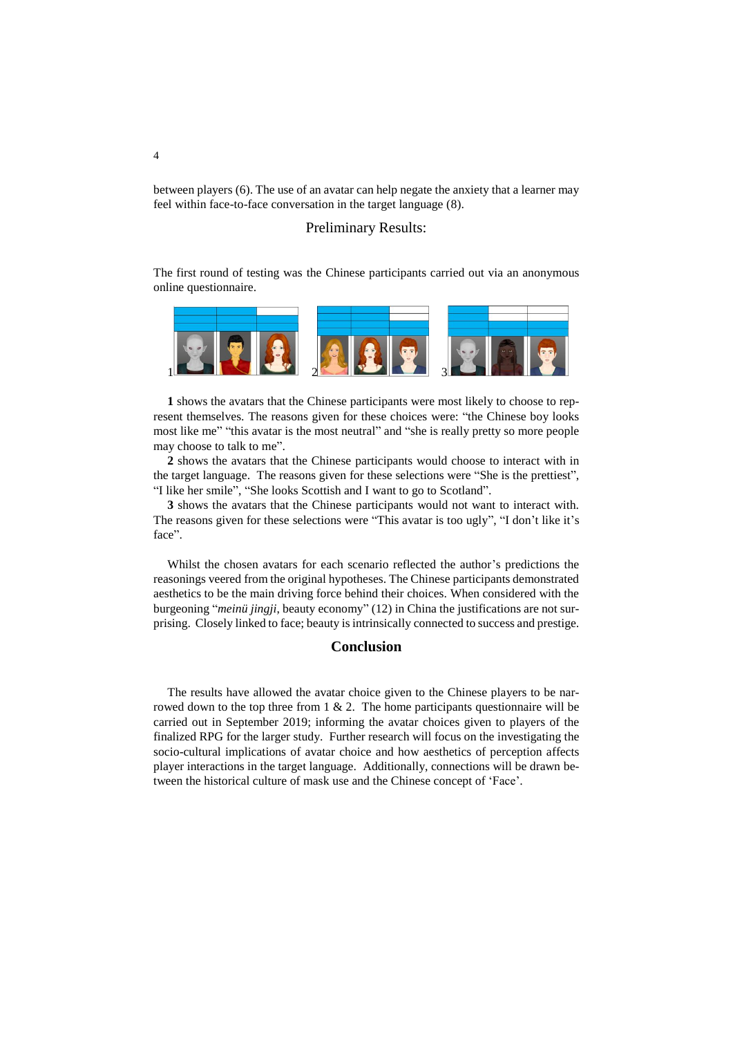between players (6). The use of an avatar can help negate the anxiety that a learner may feel within face-to-face conversation in the target language (8).

## Preliminary Results:

The first round of testing was the Chinese participants carried out via an anonymous online questionnaire.

1 2 3

**1** shows the avatars that the Chinese participants were most likely to choose to represent themselves. The reasons given for these choices were: "the Chinese boy looks most like me" "this avatar is the most neutral" and "she is really pretty so more people may choose to talk to me".

**2** shows the avatars that the Chinese participants would choose to interact with in the target language. The reasons given for these selections were "She is the prettiest", "I like her smile", "She looks Scottish and I want to go to Scotland".

**3** shows the avatars that the Chinese participants would not want to interact with. The reasons given for these selections were "This avatar is too ugly", "I don't like it's face".

Whilst the chosen avatars for each scenario reflected the author's predictions the reasonings veered from the original hypotheses. The Chinese participants demonstrated aesthetics to be the main driving force behind their choices. When considered with the burgeoning "*meinü jingji*, beauty economy" (12) in China the justifications are not surprising. Closely linked to face; beauty is intrinsically connected to success and prestige.

## Conclusion

The results have allowed the avatar choice given to the Chinese players to be narrowed down to the top three from 1 & 2. The home participants questionnaire will be carried out in September 2019; informing the avatar choices given to players of the finalized RPG for the larger study. Further research will focus on the investigating the socio-cultural implications of avatar choice and how aesthetics of perception affects player interactions in the target language. Additionally, connections will be drawn between the historical culture of mask use and the Chinese concept of 'Face'.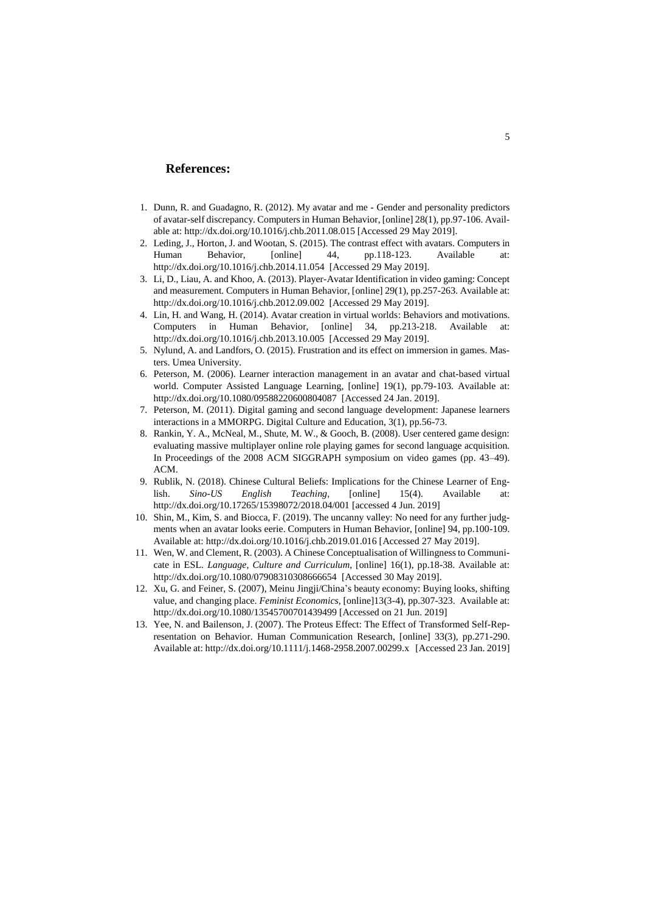## References:

1. Dunn, R. and Guadagno, R. (2012). My avatar and me - Gender and personality predictors of avatar-self discrepancy. Computers in Human Behavior, [online] 28(1), pp.97-106. Available at: http://dx.doi.org/10.1016/j.chb.2011.08.015 [Accessed 29 May 2019].
2. Leding, J., Horton, J. and Wootan, S. (2015). The contrast effect with avatars. Computers in Human Behavior, [online] 44, pp.118-123. Available at: http://dx.doi.org/10.1016/j.chb.2014.11.054 [Accessed 29 May 2019].
3. Li, D., Liau, A. and Khoo, A. (2013). Player-Avatar Identification in video gaming: Concept and measurement. Computers in Human Behavior, [online] 29(1), pp.257-263. Available at: http://dx.doi.org/10.1016/j.chb.2012.09.002 [Accessed 29 May 2019].
4. Lin, H. and Wang, H. (2014). Avatar creation in virtual worlds: Behaviors and motivations. Computers in Human Behavior, [online] 34, pp.213-218. Available at: http://dx.doi.org/10.1016/j.chb.2013.10.005 [Accessed 29 May 2019].
5. Nylund, A. and Landfors, O. (2015). Frustration and its effect on immersion in games. Masters. Umea University.
6. Peterson, M. (2006). Learner interaction management in an avatar and chat-based virtual world. Computer Assisted Language Learning, [online] 19(1), pp.79-103. Available at: http://dx.doi.org/10.1080/09588220600804087 [Accessed 24 Jan. 2019].
7. Peterson, M. (2011). Digital gaming and second language development: Japanese learners interactions in a MMORPG. Digital Culture and Education, 3(1), pp.56-73.
8. Rankin, Y. A., McNeal, M., Shute, M. W., & Gooch, B. (2008). User centered game design: evaluating massive multiplayer online role playing games for second language acquisition. In Proceedings of the 2008 ACM SIGGRAPH symposium on video games (pp. 43–49). ACM.
9. Rublik, N. (2018). Chinese Cultural Beliefs: Implications for the Chinese Learner of English. *Sino-US English Teaching,* [online] 15(4). Available at: http://dx.doi.org/10.17265/15398072/2018.04/001 [accessed 4 Jun. 2019]
10. Shin, M., Kim, S. and Biocca, F. (2019). The uncanny valley: No need for any further judgments when an avatar looks eerie. Computers in Human Behavior, [online] 94, pp.100-109. Available at: http://dx.doi.org/10.1016/j.chb.2019.01.016 [Accessed 27 May 2019].
11. Wen, W. and Clement, R. (2003). A Chinese Conceptualisation of Willingness to Communicate in ESL. *Language, Culture and Curriculum*, [online] 16(1), pp.18-38. Available at: http://dx.doi.org/10.1080/07908310308666654 [Accessed 30 May 2019].
12. Xu, G. and Feiner, S. (2007), Meinu Jingji/China's beauty economy: Buying looks, shifting value, and changing place. *Feminist Economics*, [online]13(3-4), pp.307-323. Available at: http://dx.doi.org/10.1080/13545700701439499 [Accessed on 21 Jun. 2019]
13. Yee, N. and Bailenson, J. (2007). The Proteus Effect: The Effect of Transformed Self-Representation on Behavior. Human Communication Research, [online] 33(3), pp.271-290. Available at: http://dx.doi.org/10.1111/j.1468-2958.2007.00299.x [Accessed 23 Jan. 2019]